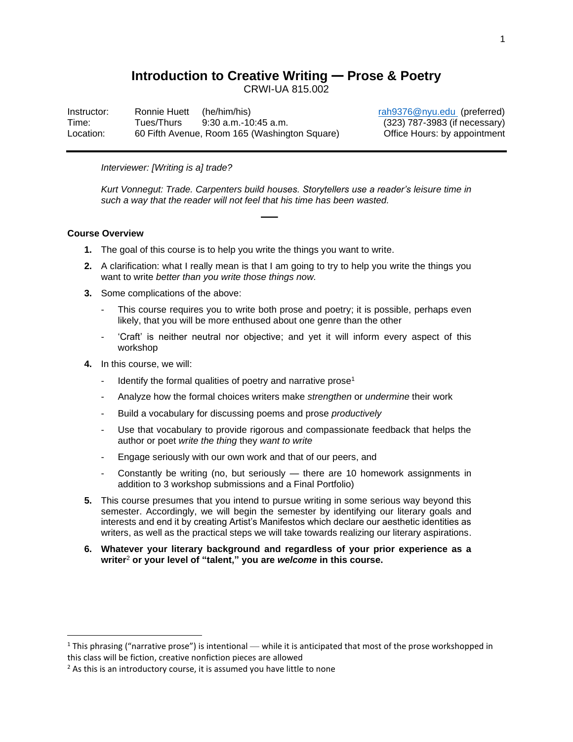# Introduction to Creative Writing — Prose & Poetry

CRWI-UA 815.002

| | | |
|---|---|---|
| Instructor: | Ronnie Huett (he/him/his) | rah9376@nyu.edu (preferred) |
| Time: | Tues/Thurs 9:30 a.m.-10:45 a.m. | (323) 787-3983 (if necessary) |
| Location: | 60 Fifth Avenue, Room 165 (Washington Square) | Office Hours: by appointment |

*Interviewer: [Writing is a] trade?*

*Kurt Vonnegut: Trade. Carpenters build houses. Storytellers use a reader's leisure time in such a way that the reader will not feel that his time has been wasted.*

—

### Course Overview

1. The goal of this course is to help you write the things you want to write.
2. A clarification: what I really mean is that I am going to try to help you write the things you want to write *better than you write those things now*.
3. Some complications of the above:
   - This course requires you to write both prose and poetry; it is possible, perhaps even likely, that you will be more enthused about one genre than the other
   - 'Craft' is neither neutral nor objective; and yet it will inform every aspect of this workshop
4. In this course, we will:
   - Identify the formal qualities of poetry and narrative prose[1]
   - Analyze how the formal choices writers make *strengthen* or *undermine* their work
   - Build a vocabulary for discussing poems and prose *productively*
   - Use that vocabulary to provide rigorous and compassionate feedback that helps the author or poet *write the thing* they *want to write*
   - Engage seriously with our own work and that of our peers, and
   - Constantly be writing (no, but seriously — there are 10 homework assignments in addition to 3 workshop submissions and a Final Portfolio)
5. This course presumes that you intend to pursue writing in some serious way beyond this semester. Accordingly, we will begin the semester by identifying our literary goals and interests and end it by creating Artist's Manifestos which declare our aesthetic identities as writers, as well as the practical steps we will take towards realizing our literary aspirations.
6. **Whatever your literary background and regardless of your prior experience as a writer[2] or your level of "talent," you are *welcome* in this course.**

---

[1] This phrasing ("narrative prose") is intentional — while it is anticipated that most of the prose workshopped in this class will be fiction, creative nonfiction pieces are allowed

[2] As this is an introductory course, it is assumed you have little to none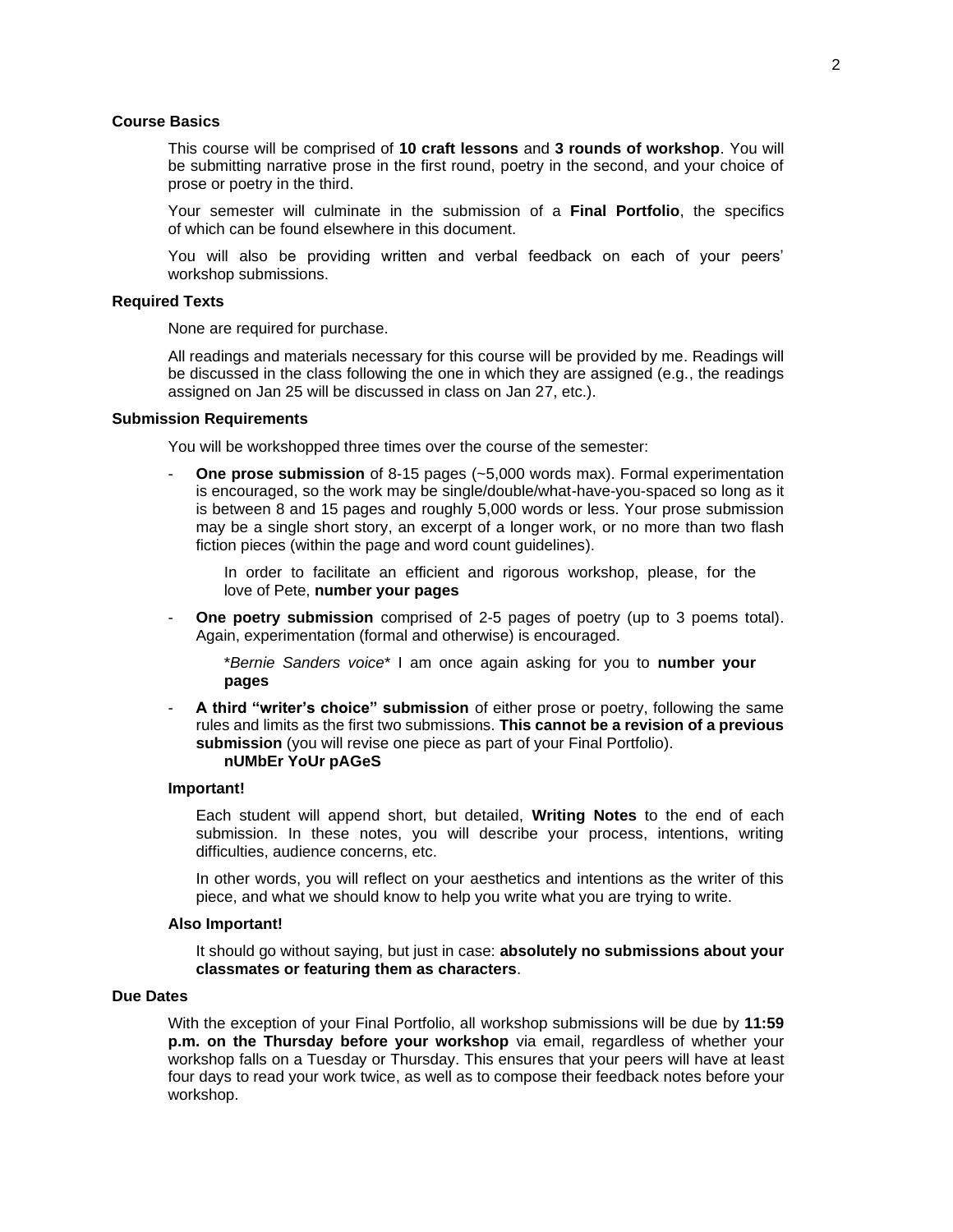### Course Basics

This course will be comprised of **10 craft lessons** and **3 rounds of workshop**. You will be submitting narrative prose in the first round, poetry in the second, and your choice of prose or poetry in the third.

Your semester will culminate in the submission of a **Final Portfolio**, the specifics of which can be found elsewhere in this document.

You will also be providing written and verbal feedback on each of your peers' workshop submissions.

### Required Texts

None are required for purchase.

All readings and materials necessary for this course will be provided by me. Readings will be discussed in the class following the one in which they are assigned (e.g., the readings assigned on Jan 25 will be discussed in class on Jan 27, etc.).

### Submission Requirements

You will be workshopped three times over the course of the semester:

- **One prose submission** of 8-15 pages (~5,000 words max). Formal experimentation is encouraged, so the work may be single/double/what-have-you-spaced so long as it is between 8 and 15 pages and roughly 5,000 words or less. Your prose submission may be a single short story, an excerpt of a longer work, or no more than two flash fiction pieces (within the page and word count guidelines).

  In order to facilitate an efficient and rigorous workshop, please, for the love of Pete, **number your pages**

- **One poetry submission** comprised of 2-5 pages of poetry (up to 3 poems total). Again, experimentation (formal and otherwise) is encouraged.

  **Bernie Sanders voice** I am once again asking for you to **number your pages**

- **A third "writer's choice" submission** of either prose or poetry, following the same rules and limits as the first two submissions. **This cannot be a revision of a previous submission** (you will revise one piece as part of your Final Portfolio).
  **nUMbEr YoUr pAGeS**

#### Important!

Each student will append short, but detailed, **Writing Notes** to the end of each submission. In these notes, you will describe your process, intentions, writing difficulties, audience concerns, etc.

In other words, you will reflect on your aesthetics and intentions as the writer of this piece, and what we should know to help you write what you are trying to write.

#### Also Important!

It should go without saying, but just in case: **absolutely no submissions about your classmates or featuring them as characters**.

### Due Dates

With the exception of your Final Portfolio, all workshop submissions will be due by **11:59 p.m. on the Thursday before your workshop** via email, regardless of whether your workshop falls on a Tuesday or Thursday. This ensures that your peers will have at least four days to read your work twice, as well as to compose their feedback notes before your workshop.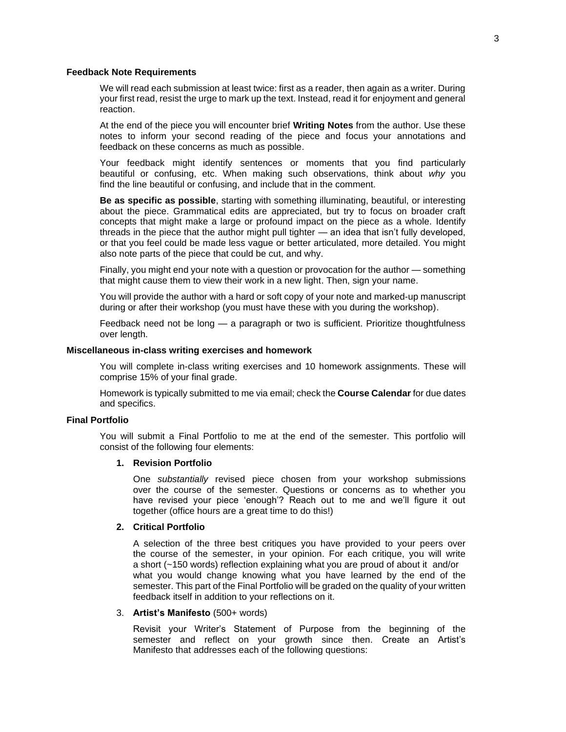**Feedback Note Requirements**

We will read each submission at least twice: first as a reader, then again as a writer. During your first read, resist the urge to mark up the text. Instead, read it for enjoyment and general reaction.

At the end of the piece you will encounter brief **Writing Notes** from the author. Use these notes to inform your second reading of the piece and focus your annotations and feedback on these concerns as much as possible.

Your feedback might identify sentences or moments that you find particularly beautiful or confusing, etc. When making such observations, think about *why* you find the line beautiful or confusing, and include that in the comment.

**Be as specific as possible**, starting with something illuminating, beautiful, or interesting about the piece. Grammatical edits are appreciated, but try to focus on broader craft concepts that might make a large or profound impact on the piece as a whole. Identify threads in the piece that the author might pull tighter — an idea that isn't fully developed, or that you feel could be made less vague or better articulated, more detailed. You might also note parts of the piece that could be cut, and why.

Finally, you might end your note with a question or provocation for the author — something that might cause them to view their work in a new light. Then, sign your name.

You will provide the author with a hard or soft copy of your note and marked-up manuscript during or after their workshop (you must have these with you during the workshop).

Feedback need not be long — a paragraph or two is sufficient. Prioritize thoughtfulness over length.

**Miscellaneous in-class writing exercises and homework**

You will complete in-class writing exercises and 10 homework assignments. These will comprise 15% of your final grade.

Homework is typically submitted to me via email; check the **Course Calendar** for due dates and specifics.

**Final Portfolio**

You will submit a Final Portfolio to me at the end of the semester. This portfolio will consist of the following four elements:

1. **Revision Portfolio**

   One *substantially* revised piece chosen from your workshop submissions over the course of the semester. Questions or concerns as to whether you have revised your piece 'enough'? Reach out to me and we'll figure it out together (office hours are a great time to do this!)

2. **Critical Portfolio**

   A selection of the three best critiques you have provided to your peers over the course of the semester, in your opinion. For each critique, you will write a short (~150 words) reflection explaining what you are proud of about it and/or what you would change knowing what you have learned by the end of the semester. This part of the Final Portfolio will be graded on the quality of your written feedback itself in addition to your reflections on it.

3. **Artist's Manifesto** (500+ words)

   Revisit your Writer's Statement of Purpose from the beginning of the semester and reflect on your growth since then. Create an Artist's Manifesto that addresses each of the following questions: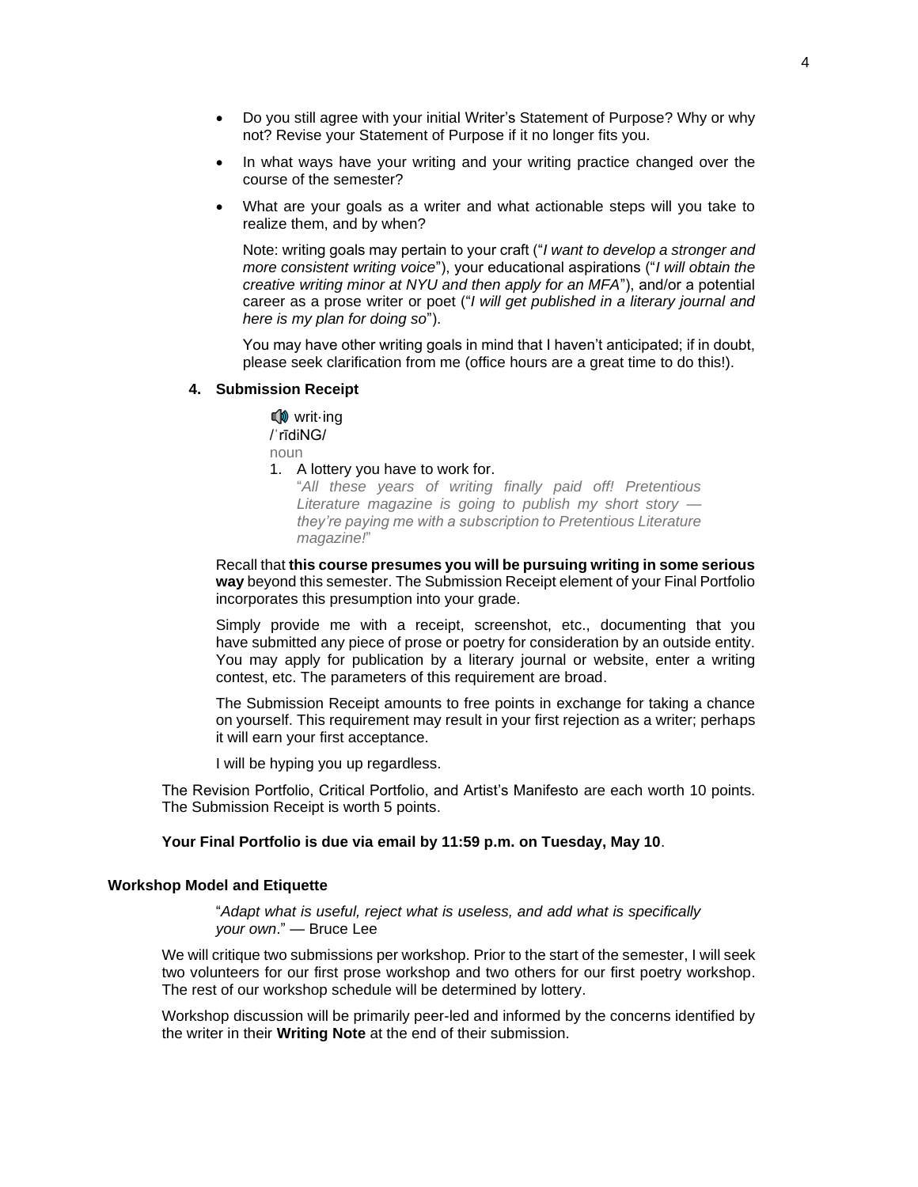- Do you still agree with your initial Writer's Statement of Purpose? Why or why not? Revise your Statement of Purpose if it no longer fits you.
- In what ways have your writing and your writing practice changed over the course of the semester?
- What are your goals as a writer and what actionable steps will you take to realize them, and by when?

  Note: writing goals may pertain to your craft ("*I want to develop a stronger and more consistent writing voice*"), your educational aspirations ("*I will obtain the creative writing minor at NYU and then apply for an MFA*"), and/or a potential career as a prose writer or poet ("*I will get published in a literary journal and here is my plan for doing so*").

  You may have other writing goals in mind that I haven't anticipated; if in doubt, please seek clarification from me (office hours are a great time to do this!).

**4. Submission Receipt**

> 🔊 writ·ing
> /ˈrīdiNG/
> noun
> 1. A lottery you have to work for.
>    "*All these years of writing finally paid off! Pretentious Literature magazine is going to publish my short story — they're paying me with a subscription to Pretentious Literature magazine!*"

Recall that **this course presumes you will be pursuing writing in some serious way** beyond this semester. The Submission Receipt element of your Final Portfolio incorporates this presumption into your grade.

Simply provide me with a receipt, screenshot, etc., documenting that you have submitted any piece of prose or poetry for consideration by an outside entity. You may apply for publication by a literary journal or website, enter a writing contest, etc. The parameters of this requirement are broad.

The Submission Receipt amounts to free points in exchange for taking a chance on yourself. This requirement may result in your first rejection as a writer; perhaps it will earn your first acceptance.

I will be hyping you up regardless.

The Revision Portfolio, Critical Portfolio, and Artist's Manifesto are each worth 10 points. The Submission Receipt is worth 5 points.

**Your Final Portfolio is due via email by 11:59 p.m. on Tuesday, May 10**.

### Workshop Model and Etiquette

> "*Adapt what is useful, reject what is useless, and add what is specifically your own*." — Bruce Lee

We will critique two submissions per workshop. Prior to the start of the semester, I will seek two volunteers for our first prose workshop and two others for our first poetry workshop. The rest of our workshop schedule will be determined by lottery.

Workshop discussion will be primarily peer-led and informed by the concerns identified by the writer in their **Writing Note** at the end of their submission.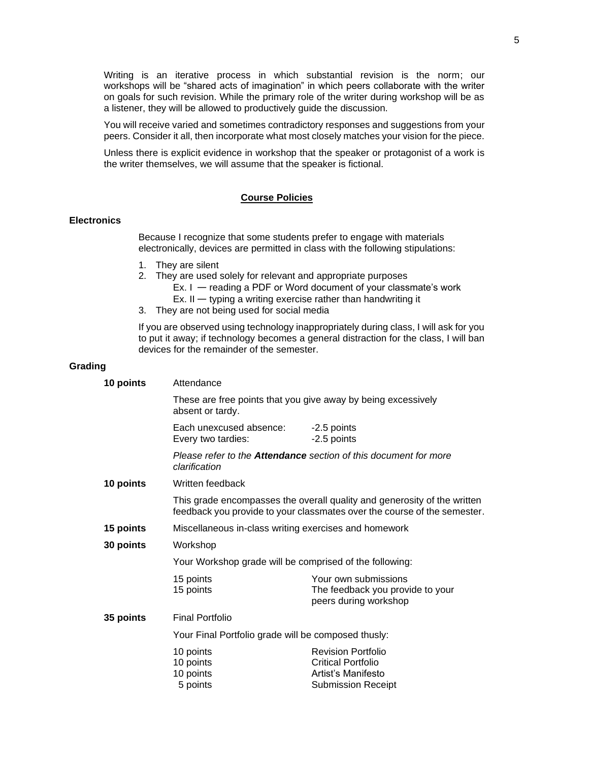Writing is an iterative process in which substantial revision is the norm; our workshops will be "shared acts of imagination" in which peers collaborate with the writer on goals for such revision. While the primary role of the writer during workshop will be as a listener, they will be allowed to productively guide the discussion.

You will receive varied and sometimes contradictory responses and suggestions from your peers. Consider it all, then incorporate what most closely matches your vision for the piece.

Unless there is explicit evidence in workshop that the speaker or protagonist of a work is the writer themselves, we will assume that the speaker is fictional.

## Course Policies

### Electronics

Because I recognize that some students prefer to engage with materials electronically, devices are permitted in class with the following stipulations:

1. They are silent
2. They are used solely for relevant and appropriate purposes
   - Ex. I — reading a PDF or Word document of your classmate's work
   - Ex. II — typing a writing exercise rather than handwriting it
3. They are not being used for social media

If you are observed using technology inappropriately during class, I will ask for you to put it away; if technology becomes a general distraction for the class, I will ban devices for the remainder of the semester.

### Grading

**10 points** — Attendance

These are free points that you give away by being excessively absent or tardy.

| | |
|---|---|
| Each unexcused absence: | -2.5 points |
| Every two tardies: | -2.5 points |

*Please refer to the **Attendance** section of this document for more clarification*

**10 points** — Written feedback

This grade encompasses the overall quality and generosity of the written feedback you provide to your classmates over the course of the semester.

**15 points** — Miscellaneous in-class writing exercises and homework

**30 points** — Workshop

Your Workshop grade will be comprised of the following:

| | |
|---|---|
| 15 points | Your own submissions |
| 15 points | The feedback you provide to your peers during workshop |

**35 points** — Final Portfolio

Your Final Portfolio grade will be composed thusly:

| | |
|---|---|
| 10 points | Revision Portfolio |
| 10 points | Critical Portfolio |
| 10 points | Artist's Manifesto |
| 5 points | Submission Receipt |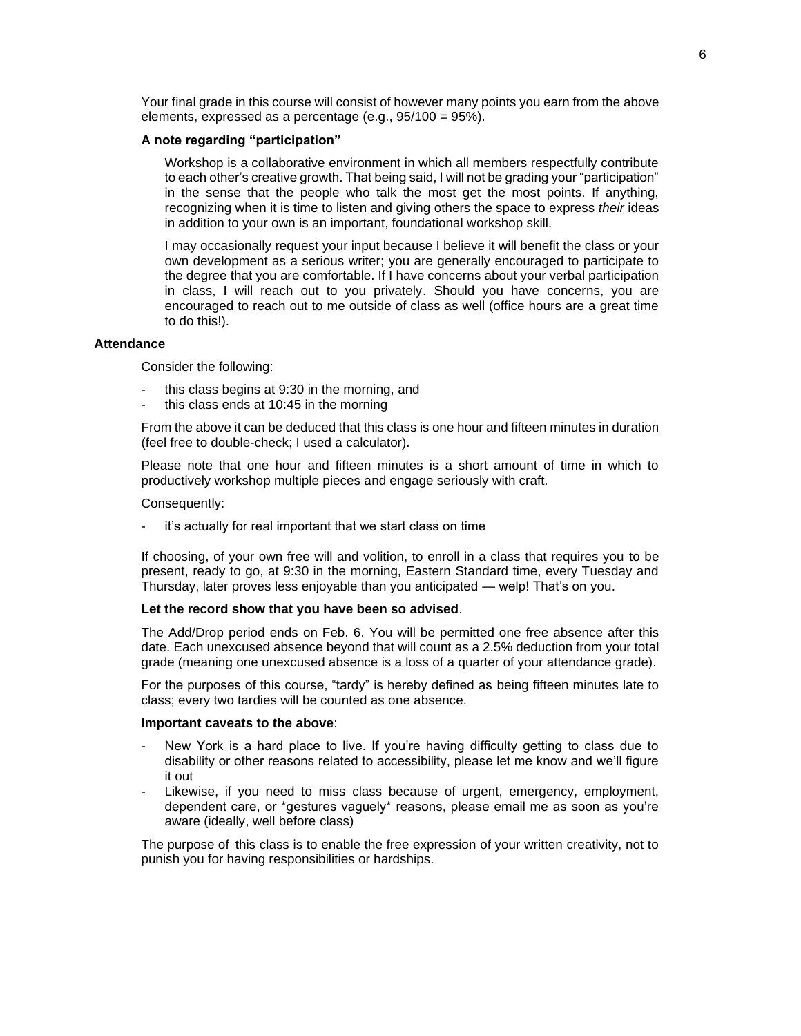Your final grade in this course will consist of however many points you earn from the above elements, expressed as a percentage (e.g., 95/100 = 95%).

### A note regarding "participation"

Workshop is a collaborative environment in which all members respectfully contribute to each other's creative growth. That being said, I will not be grading your "participation" in the sense that the people who talk the most get the most points. If anything, recognizing when it is time to listen and giving others the space to express *their* ideas in addition to your own is an important, foundational workshop skill.

I may occasionally request your input because I believe it will benefit the class or your own development as a serious writer; you are generally encouraged to participate to the degree that you are comfortable. If I have concerns about your verbal participation in class, I will reach out to you privately. Should you have concerns, you are encouraged to reach out to me outside of class as well (office hours are a great time to do this!).

## Attendance

Consider the following:

- this class begins at 9:30 in the morning, and
- this class ends at 10:45 in the morning

From the above it can be deduced that this class is one hour and fifteen minutes in duration (feel free to double-check; I used a calculator).

Please note that one hour and fifteen minutes is a short amount of time in which to productively workshop multiple pieces and engage seriously with craft.

Consequently:

- it's actually for real important that we start class on time

If choosing, of your own free will and volition, to enroll in a class that requires you to be present, ready to go, at 9:30 in the morning, Eastern Standard time, every Tuesday and Thursday, later proves less enjoyable than you anticipated — welp! That's on you.

**Let the record show that you have been so advised**.

The Add/Drop period ends on Feb. 6. You will be permitted one free absence after this date. Each unexcused absence beyond that will count as a 2.5% deduction from your total grade (meaning one unexcused absence is a loss of a quarter of your attendance grade).

For the purposes of this course, "tardy" is hereby defined as being fifteen minutes late to class; every two tardies will be counted as one absence.

**Important caveats to the above**:

- New York is a hard place to live. If you're having difficulty getting to class due to disability or other reasons related to accessibility, please let me know and we'll figure it out
- Likewise, if you need to miss class because of urgent, emergency, employment, dependent care, or *gestures vaguely* reasons, please email me as soon as you're aware (ideally, well before class)

The purpose of this class is to enable the free expression of your written creativity, not to punish you for having responsibilities or hardships.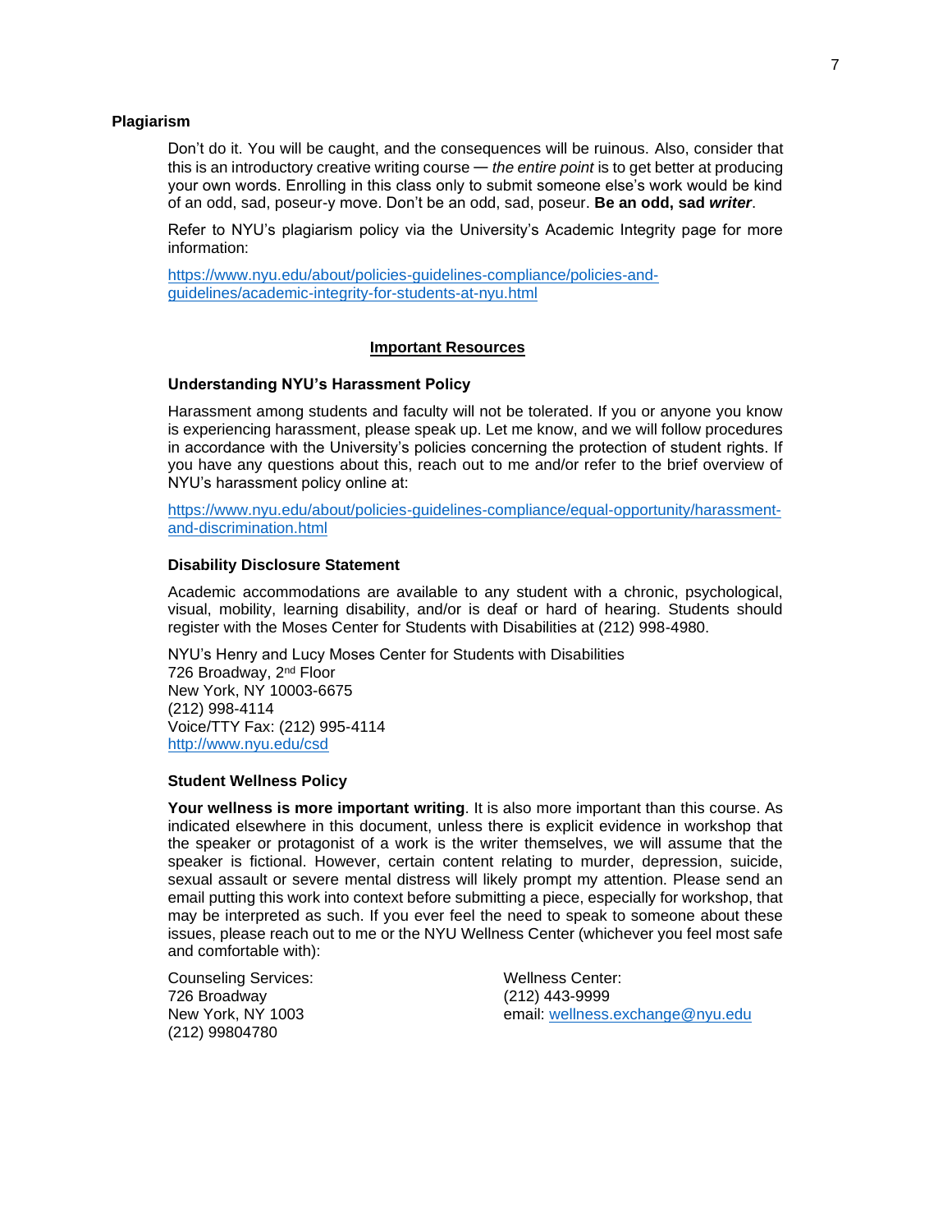### Plagiarism

Don't do it. You will be caught, and the consequences will be ruinous. Also, consider that this is an introductory creative writing course — *the entire point* is to get better at producing your own words. Enrolling in this class only to submit someone else's work would be kind of an odd, sad, poseur-y move. Don't be an odd, sad, poseur. **Be an odd, sad *writer***.

Refer to NYU's plagiarism policy via the University's Academic Integrity page for more information:

https://www.nyu.edu/about/policies-guidelines-compliance/policies-and-guidelines/academic-integrity-for-students-at-nyu.html

## Important Resources

### Understanding NYU's Harassment Policy

Harassment among students and faculty will not be tolerated. If you or anyone you know is experiencing harassment, please speak up. Let me know, and we will follow procedures in accordance with the University's policies concerning the protection of student rights. If you have any questions about this, reach out to me and/or refer to the brief overview of NYU's harassment policy online at:

https://www.nyu.edu/about/policies-guidelines-compliance/equal-opportunity/harassment-and-discrimination.html

### Disability Disclosure Statement

Academic accommodations are available to any student with a chronic, psychological, visual, mobility, learning disability, and/or is deaf or hard of hearing. Students should register with the Moses Center for Students with Disabilities at (212) 998-4980.

NYU's Henry and Lucy Moses Center for Students with Disabilities
726 Broadway, 2nd Floor
New York, NY 10003-6675
(212) 998-4114
Voice/TTY Fax: (212) 995-4114
http://www.nyu.edu/csd

### Student Wellness Policy

**Your wellness is more important writing**. It is also more important than this course. As indicated elsewhere in this document, unless there is explicit evidence in workshop that the speaker or protagonist of a work is the writer themselves, we will assume that the speaker is fictional. However, certain content relating to murder, depression, suicide, sexual assault or severe mental distress will likely prompt my attention. Please send an email putting this work into context before submitting a piece, especially for workshop, that may be interpreted as such. If you ever feel the need to speak to someone about these issues, please reach out to me or the NYU Wellness Center (whichever you feel most safe and comfortable with):

Counseling Services:
726 Broadway
New York, NY 1003
(212) 99804780

Wellness Center:
(212) 443-9999
email: wellness.exchange@nyu.edu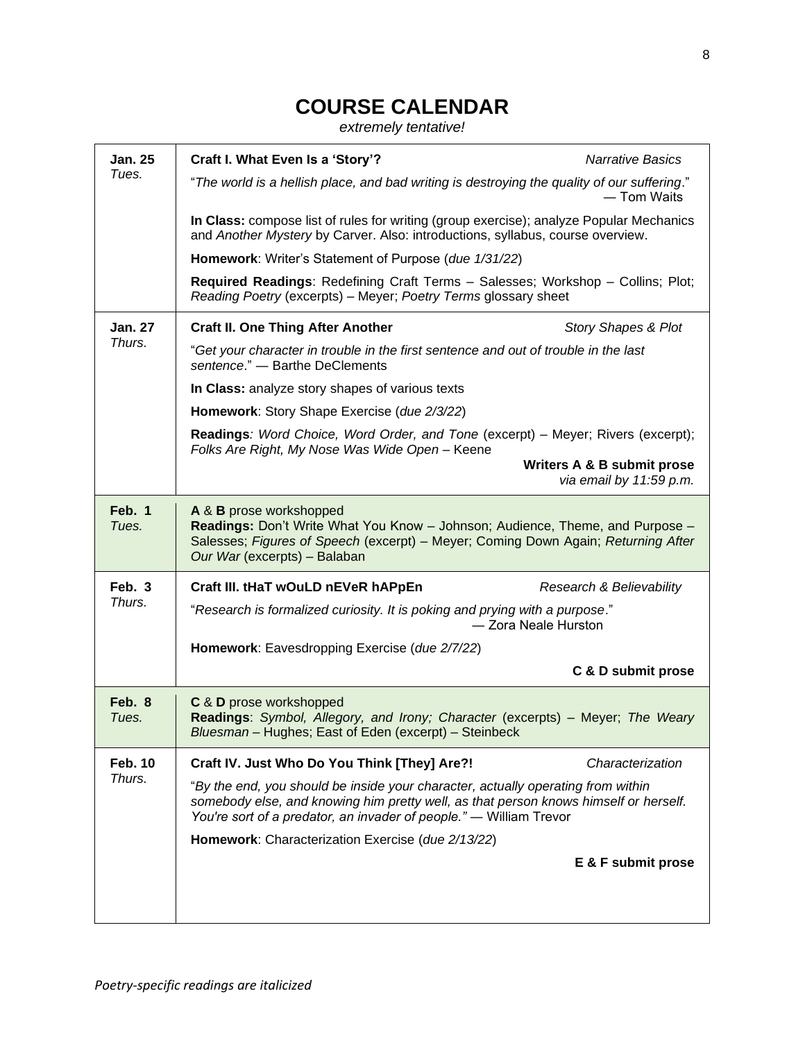# COURSE CALENDAR

*extremely tentative!*

| Date | Content |
|---|---|
| **Jan. 25** *Tues.* | **Craft I. What Even Is a 'Story'?** *Narrative Basics*<br>"*The world is a hellish place, and bad writing is destroying the quality of our suffering*." — Tom Waits<br>**In Class:** compose list of rules for writing (group exercise); analyze Popular Mechanics and *Another Mystery* by Carver. Also: introductions, syllabus, course overview.<br>**Homework**: Writer's Statement of Purpose (*due 1/31/22*)<br>**Required Readings**: Redefining Craft Terms – Salesses; Workshop – Collins; Plot; *Reading Poetry* (excerpts) – Meyer; *Poetry Terms* glossary sheet |
| **Jan. 27** *Thurs.* | **Craft II. One Thing After Another** *Story Shapes & Plot*<br>"*Get your character in trouble in the first sentence and out of trouble in the last sentence*." — Barthe DeClements<br>**In Class:** analyze story shapes of various texts<br>**Homework**: Story Shape Exercise (*due 2/3/22*)<br>**Readings***: Word Choice, Word Order, and Tone* (excerpt) – Meyer; Rivers (excerpt); *Folks Are Right, My Nose Was Wide Open* – Keene<br>**Writers A & B submit prose** *via email by 11:59 p.m.* |
| **Feb. 1** *Tues.* | **A** & **B** prose workshopped<br>**Readings:** Don't Write What You Know – Johnson; Audience, Theme, and Purpose – Salesses; *Figures of Speech* (excerpt) – Meyer; Coming Down Again; *Returning After Our War* (excerpts) – Balaban |
| **Feb. 3** *Thurs.* | **Craft III. tHaT wOuLD nEVeR hAPpEn** *Research & Believability*<br>"*Research is formalized curiosity. It is poking and prying with a purpose*." — Zora Neale Hurston<br>**Homework**: Eavesdropping Exercise (*due 2/7/22*)<br>**C & D submit prose** |
| **Feb. 8** *Tues.* | **C** & **D** prose workshopped<br>**Readings**: *Symbol, Allegory, and Irony; Character* (excerpts) – Meyer; *The Weary Bluesman* – Hughes; East of Eden (excerpt) – Steinbeck |
| **Feb. 10** *Thurs.* | **Craft IV. Just Who Do You Think [They] Are?!** *Characterization*<br>"*By the end, you should be inside your character, actually operating from within somebody else, and knowing him pretty well, as that person knows himself or herself. You're sort of a predator, an invader of people."* — William Trevor<br>**Homework**: Characterization Exercise (*due 2/13/22*)<br>**E & F submit prose** |

*Poetry-specific readings are italicized*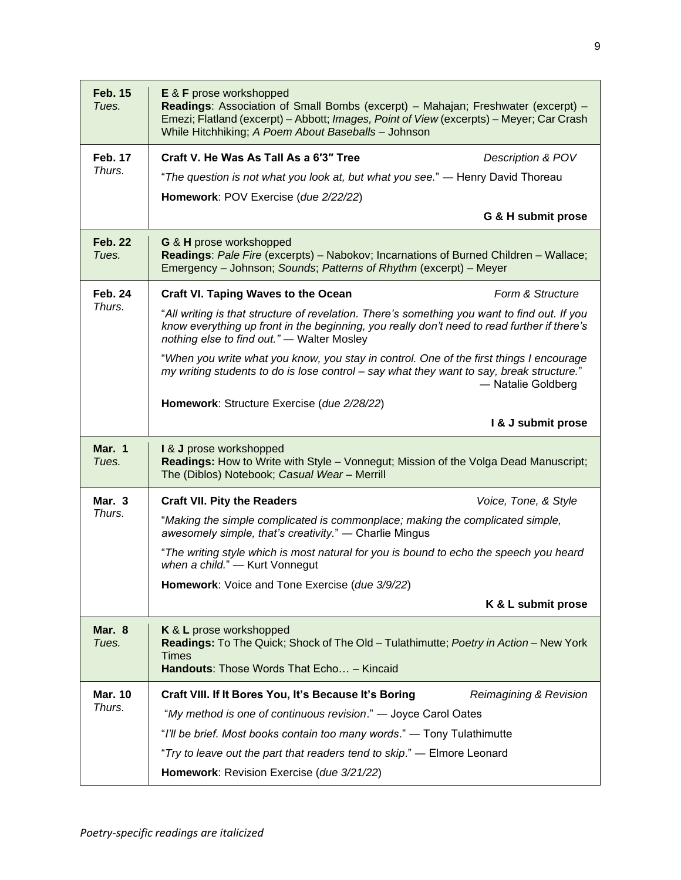| | |
|---|---|
| **Feb. 15** *Tues.* | **E** & **F** prose workshopped<br>**Readings**: Association of Small Bombs (excerpt) – Mahajan; Freshwater (excerpt) – Emezi; Flatland (excerpt) – Abbott; *Images, Point of View* (excerpts) – Meyer; Car Crash While Hitchhiking; *A Poem About Baseballs* – Johnson |
| **Feb. 17** *Thurs.* | **Craft V. He Was As Tall As a 6′3″ Tree** — *Description & POV*<br>"*The question is not what you look at, but what you see.*" — Henry David Thoreau<br>**Homework**: POV Exercise (*due 2/22/22*)<br>**G & H submit prose** |
| **Feb. 22** *Tues.* | **G** & **H** prose workshopped<br>**Readings**: *Pale Fire* (excerpts) – Nabokov; Incarnations of Burned Children – Wallace; Emergency – Johnson; *Sounds*; *Patterns of Rhythm* (excerpt) – Meyer |
| **Feb. 24** *Thurs.* | **Craft VI. Taping Waves to the Ocean** — *Form & Structure*<br>"*All writing is that structure of revelation. There's something you want to find out. If you know everything up front in the beginning, you really don't need to read further if there's nothing else to find out."* — Walter Mosley<br>"*When you write what you know, you stay in control. One of the first things I encourage my writing students to do is lose control – say what they want to say, break structure.*" — Natalie Goldberg<br>**Homework**: Structure Exercise (*due 2/28/22*)<br>**I & J submit prose** |
| **Mar. 1** *Tues.* | **I** & **J** prose workshopped<br>**Readings:** How to Write with Style – Vonnegut; Mission of the Volga Dead Manuscript; The (Diblos) Notebook; *Casual Wear* – Merrill |
| **Mar. 3** *Thurs.* | **Craft VII. Pity the Readers** — *Voice, Tone, & Style*<br>"*Making the simple complicated is commonplace; making the complicated simple, awesomely simple, that's creativity.*" — Charlie Mingus<br>"*The writing style which is most natural for you is bound to echo the speech you heard when a child.*" — Kurt Vonnegut<br>**Homework**: Voice and Tone Exercise (*due 3/9/22*)<br>**K & L submit prose** |
| **Mar. 8** *Tues.* | **K** & **L** prose workshopped<br>**Readings:** To The Quick; Shock of The Old – Tulathimutte; *Poetry in Action* – New York Times<br>**Handouts**: Those Words That Echo… – Kincaid |
| **Mar. 10** *Thurs.* | **Craft VIII. If It Bores You, It's Because It's Boring** — *Reimagining & Revision*<br>"*My method is one of continuous revision*." — Joyce Carol Oates<br>"*I'll be brief. Most books contain too many words*." — Tony Tulathimutte<br>"*Try to leave out the part that readers tend to skip*." — Elmore Leonard<br>**Homework**: Revision Exercise (*due 3/21/22*) |

*Poetry-specific readings are italicized*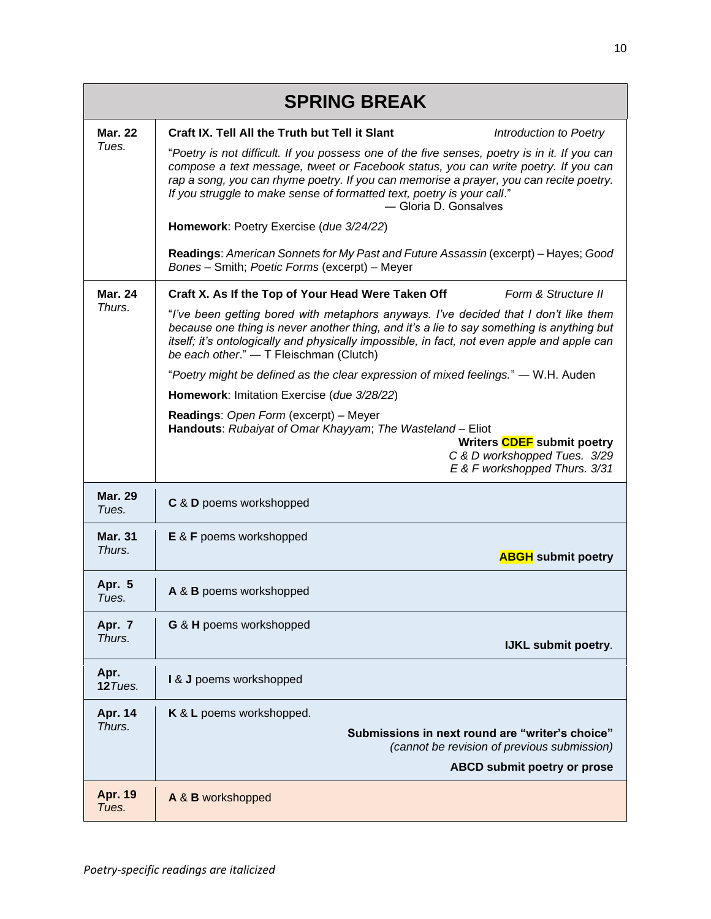| SPRING BREAK | |
|---|---|
| **Mar. 22** *Tues.* | **Craft IX. Tell All the Truth but Tell it Slant** *Introduction to Poetry*<br><br>"*Poetry is not difficult. If you possess one of the five senses, poetry is in it. If you can compose a text message, tweet or Facebook status, you can write poetry. If you can rap a song, you can rhyme poetry. If you can memorise a prayer, you can recite poetry. If you struggle to make sense of formatted text, poetry is your call*." — Gloria D. Gonsalves<br><br>**Homework**: Poetry Exercise (*due 3/24/22*)<br><br>**Readings**: *American Sonnets for My Past and Future Assassin* (excerpt) – Hayes; *Good Bones* – Smith; *Poetic Forms* (excerpt) – Meyer |
| **Mar. 24** *Thurs.* | **Craft X. As If the Top of Your Head Were Taken Off** *Form & Structure II*<br><br>"*I've been getting bored with metaphors anyways. I've decided that I don't like them because one thing is never another thing, and it's a lie to say something is anything but itself; it's ontologically and physically impossible, in fact, not even apple and apple can be each other*." — T Fleischman (Clutch)<br><br>"*Poetry might be defined as the clear expression of mixed feelings.*" — W.H. Auden<br><br>**Homework**: Imitation Exercise (*due 3/28/22*)<br><br>**Readings**: *Open Form* (excerpt) – Meyer<br>**Handouts**: *Rubaiyat of Omar Khayyam*; *The Wasteland* – Eliot<br><br>**Writers CDEF submit poetry**<br>*C & D workshopped Tues. 3/29*<br>*E & F workshopped Thurs. 3/31* |
| **Mar. 29** *Tues.* | **C** & **D** poems workshopped |
| **Mar. 31** *Thurs.* | **E** & **F** poems workshopped<br><br>**ABGH submit poetry** |
| **Apr. 5** *Tues.* | **A** & **B** poems workshopped |
| **Apr. 7** *Thurs.* | **G** & **H** poems workshopped<br><br>**IJKL submit poetry**. |
| **Apr. 12** *Tues.* | **I** & **J** poems workshopped |
| **Apr. 14** *Thurs.* | **K** & **L** poems workshopped.<br><br>**Submissions in next round are "writer's choice"**<br>*(cannot be revision of previous submission)*<br><br>**ABCD submit poetry or prose** |
| **Apr. 19** *Tues.* | **A** & **B** workshopped |

*Poetry-specific readings are italicized*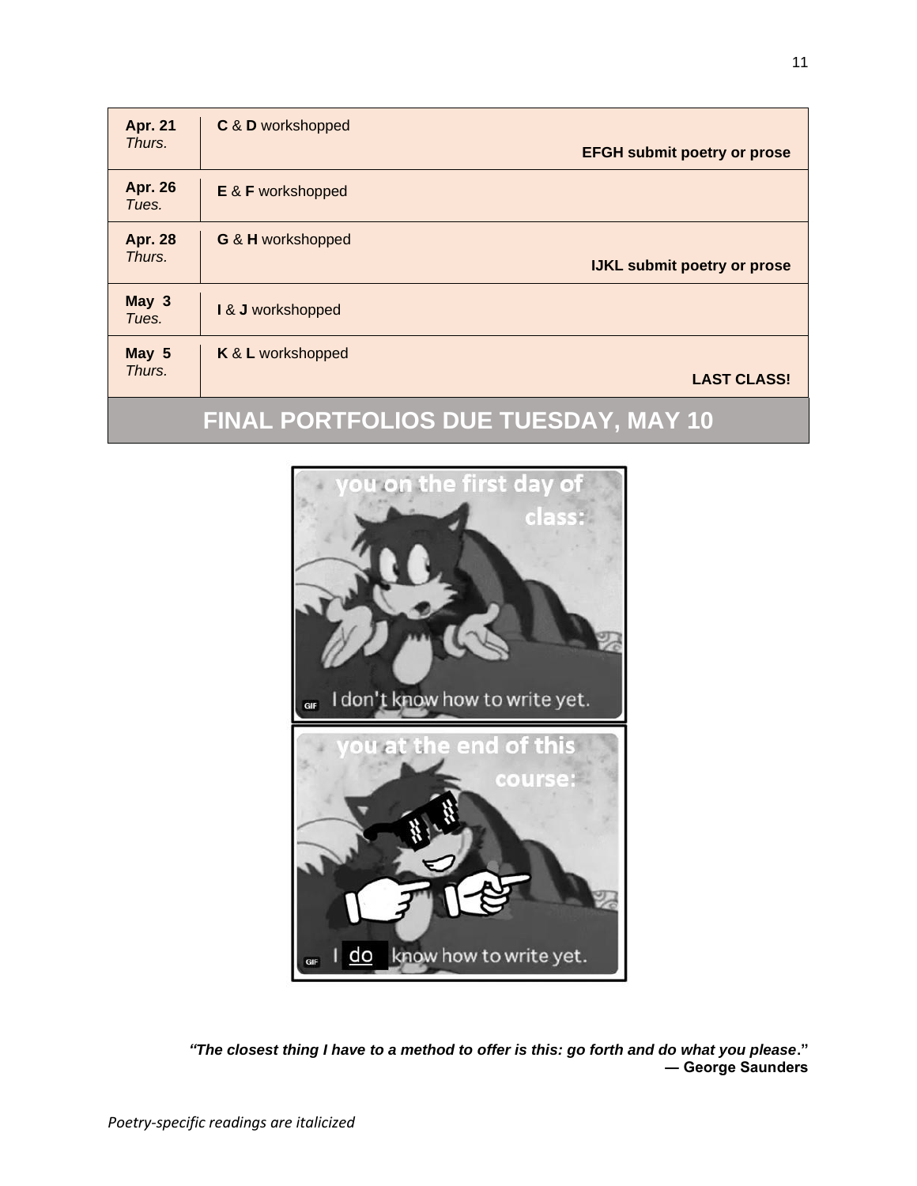| | | |
|---|---|---|
| **Apr. 21** *Thurs.* | **C** & **D** workshopped | **EFGH submit poetry or prose** |
| **Apr. 26** *Tues.* | **E** & **F** workshopped | |
| **Apr. 28** *Thurs.* | **G** & **H** workshopped | **IJKL submit poetry or prose** |
| **May 3** *Tues.* | **I** & **J** workshopped | |
| **May 5** *Thurs.* | **K** & **L** workshopped | **LAST CLASS!** |
| **FINAL PORTFOLIOS DUE TUESDAY, MAY 10** | | |

***"The closest thing I have to a method to offer is this: go forth and do what you please."***
**— George Saunders**

*Poetry-specific readings are italicized*